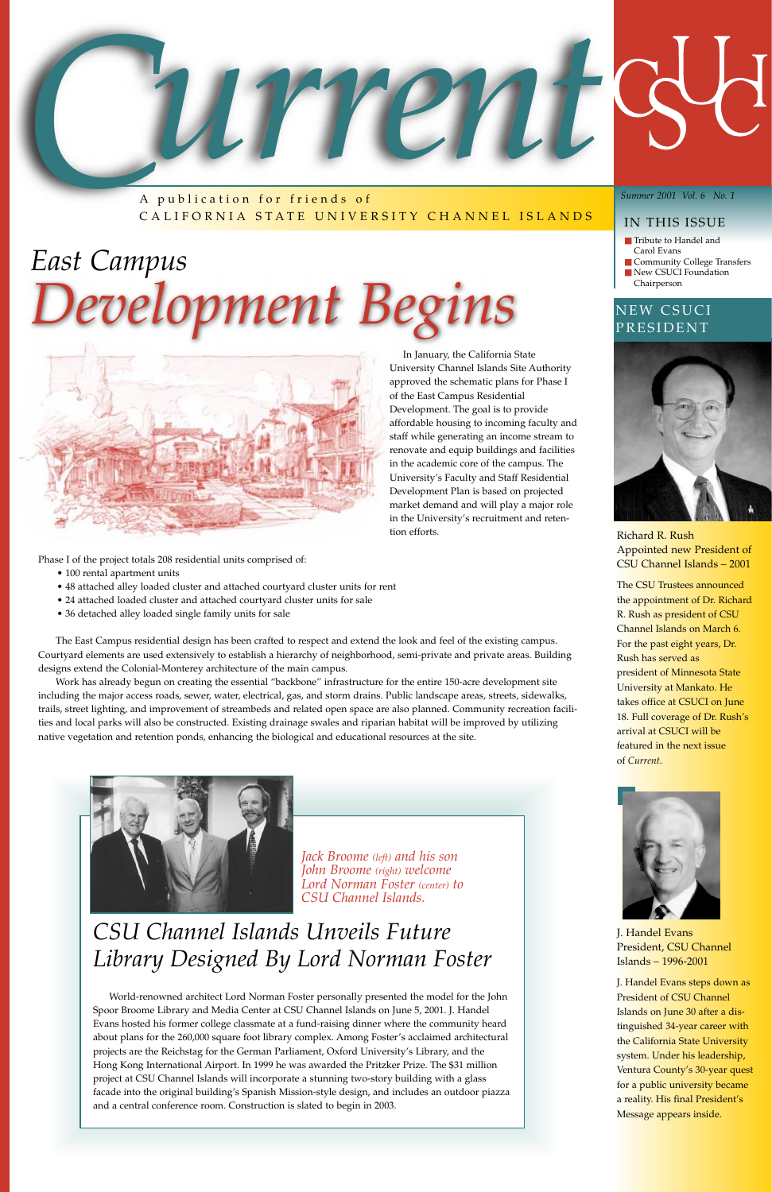# Current

A publication for friends of
CALIFORNIA STATE UNIVERSITY CHANNEL ISLANDS

*Summer 2001 Vol. 6 No. 1*

## IN THIS ISSUE

- Tribute to Handel and Carol Evans
- Community College Transfers
- New CSUCI Foundation Chairperson

# *East Campus Development Begins*

In January, the California State University Channel Islands Site Authority approved the schematic plans for Phase I of the East Campus Residential Development. The goal is to provide affordable housing to incoming faculty and staff while generating an income stream to renovate and equip buildings and facilities in the academic core of the campus. The University's Faculty and Staff Residential Development Plan is based on projected market demand and will play a major role in the University's recruitment and retention efforts.

Phase I of the project totals 208 residential units comprised of:

- 100 rental apartment units
- 48 attached alley loaded cluster and attached courtyard cluster units for rent
- 24 attached loaded cluster and attached courtyard cluster units for sale
- 36 detached alley loaded single family units for sale

The East Campus residential design has been crafted to respect and extend the look and feel of the existing campus. Courtyard elements are used extensively to establish a hierarchy of neighborhood, semi-private and private areas. Building designs extend the Colonial-Monterey architecture of the main campus.

Work has already begun on creating the essential "backbone" infrastructure for the entire 150-acre development site including the major access roads, sewer, water, electrical, gas, and storm drains. Public landscape areas, streets, sidewalks, trails, street lighting, and improvement of streambeds and related open space are also planned. Community recreation facilities and local parks will also be constructed. Existing drainage swales and riparian habitat will be improved by utilizing native vegetation and retention ponds, enhancing the biological and educational resources at the site.

*Jack Broome (left) and his son John Broome (right) welcome Lord Norman Foster (center) to CSU Channel Islands.*

# *CSU Channel Islands Unveils Future Library Designed By Lord Norman Foster*

World-renowned architect Lord Norman Foster personally presented the model for the John Spoor Broome Library and Media Center at CSU Channel Islands on June 5, 2001. J. Handel Evans hosted his former college classmate at a fund-raising dinner where the community heard about plans for the 260,000 square foot library complex. Among Foster's acclaimed architectural projects are the Reichstag for the German Parliament, Oxford University's Library, and the Hong Kong International Airport. In 1999 he was awarded the Pritzker Prize. The $31 million project at CSU Channel Islands will incorporate a stunning two-story building with a glass facade into the original building's Spanish Mission-style design, and includes an outdoor piazza and a central conference room. Construction is slated to begin in 2003.

## NEW CSUCI PRESIDENT

Richard R. Rush
Appointed new President of CSU Channel Islands – 2001

The CSU Trustees announced the appointment of Dr. Richard R. Rush as president of CSU Channel Islands on March 6. For the past eight years, Dr. Rush has served as president of Minnesota State University at Mankato. He takes office at CSUCI on June 18. Full coverage of Dr. Rush's arrival at CSUCI will be featured in the next issue of *Current*.

J. Handel Evans
President, CSU Channel Islands – 1996-2001

J. Handel Evans steps down as President of CSU Channel Islands on June 30 after a distinguished 34-year career with the California State University system. Under his leadership, Ventura County's 30-year quest for a public university became a reality. His final President's Message appears inside.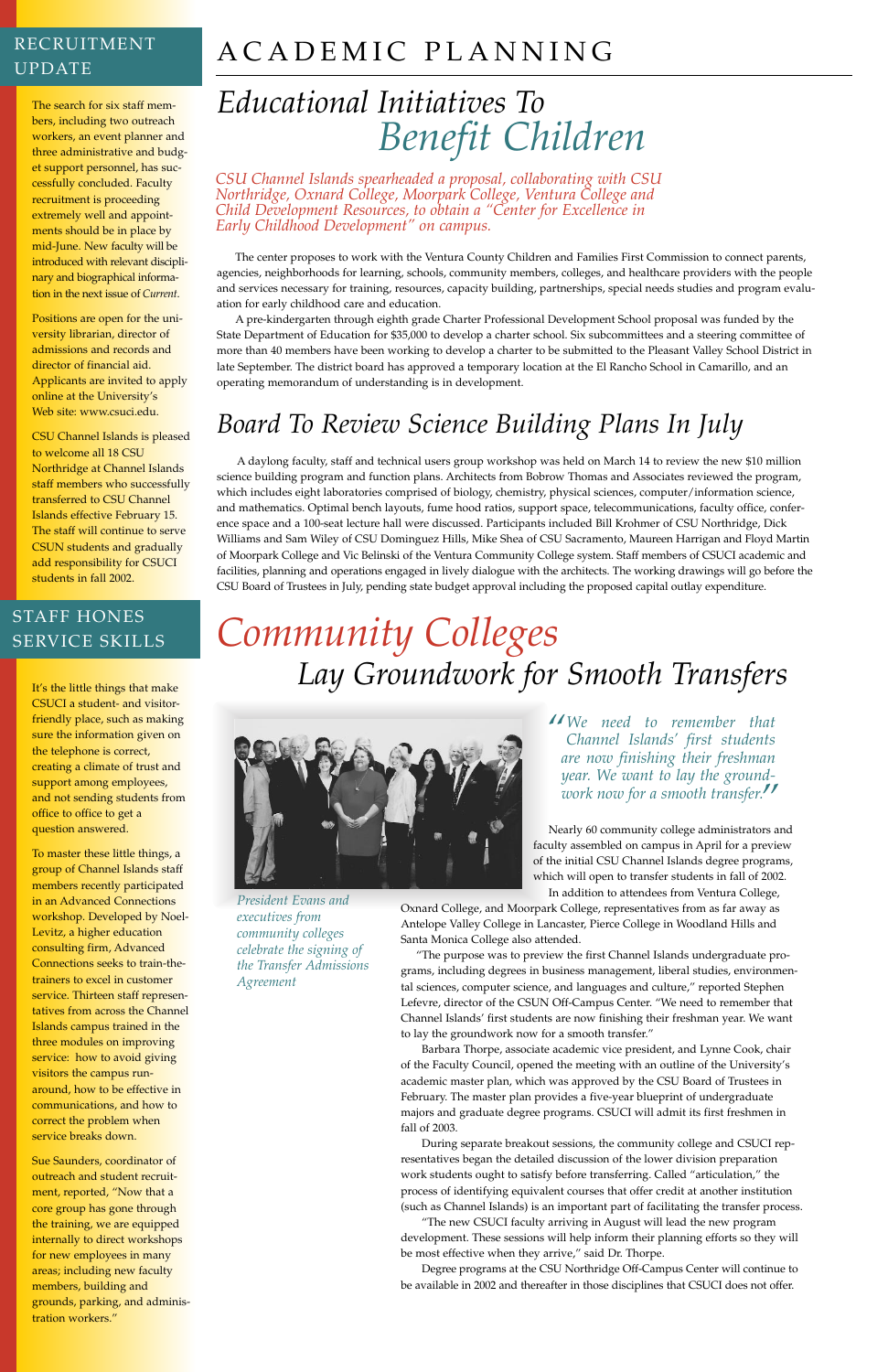## RECRUITMENT UPDATE

The search for six staff members, including two outreach workers, an event planner and three administrative and budget support personnel, has successfully concluded. Faculty recruitment is proceeding extremely well and appointments should be in place by mid-June. New faculty will be introduced with relevant disciplinary and biographical information in the next issue of *Current*.

Positions are open for the university librarian, director of admissions and records and director of financial aid. Applicants are invited to apply online at the University's Web site: www.csuci.edu.

CSU Channel Islands is pleased to welcome all 18 CSU Northridge at Channel Islands staff members who successfully transferred to CSU Channel Islands effective February 15. The staff will continue to serve CSUN students and gradually add responsibility for CSUCI students in fall 2002.

## STAFF HONES SERVICE SKILLS

It's the little things that make CSUCI a student- and visitor-friendly place, such as making sure the information given on the telephone is correct, creating a climate of trust and support among employees, and not sending students from office to office to get a question answered.

To master these little things, a group of Channel Islands staff members recently participated in an Advanced Connections workshop. Developed by Noel-Levitz, a higher education consulting firm, Advanced Connections seeks to train-the-trainers to excel in customer service. Thirteen staff representatives from across the Channel Islands campus trained in the three modules on improving service: how to avoid giving visitors the campus run-around, how to be effective in communications, and how to correct the problem when service breaks down.

Sue Saunders, coordinator of outreach and student recruitment, reported, "Now that a core group has gone through the training, we are equipped internally to direct workshops for new employees in many areas; including new faculty members, building and grounds, parking, and administration workers."

# ACADEMIC PLANNING

## *Educational Initiatives To Benefit Children*

*CSU Channel Islands spearheaded a proposal, collaborating with CSU Northridge, Oxnard College, Moorpark College, Ventura College and Child Development Resources, to obtain a "Center for Excellence in Early Childhood Development" on campus.*

The center proposes to work with the Ventura County Children and Families First Commission to connect parents, agencies, neighborhoods for learning, schools, community members, colleges, and healthcare providers with the people and services necessary for training, resources, capacity building, partnerships, special needs studies and program evaluation for early childhood care and education.

A pre-kindergarten through eighth grade Charter Professional Development School proposal was funded by the State Department of Education for $35,000 to develop a charter school. Six subcommittees and a steering committee of more than 40 members have been working to develop a charter to be submitted to the Pleasant Valley School District in late September. The district board has approved a temporary location at the El Rancho School in Camarillo, and an operating memorandum of understanding is in development.

## *Board To Review Science Building Plans In July*

A daylong faculty, staff and technical users group workshop was held on March 14 to review the new $10 million science building program and function plans. Architects from Bobrow Thomas and Associates reviewed the program, which includes eight laboratories comprised of biology, chemistry, physical sciences, computer/information science, and mathematics. Optimal bench layouts, fume hood ratios, support space, telecommunications, faculty office, conference space and a 100-seat lecture hall were discussed. Participants included Bill Krohmer of CSU Northridge, Dick Williams and Sam Wiley of CSU Dominguez Hills, Mike Shea of CSU Sacramento, Maureen Harrigan and Floyd Martin of Moorpark College and Vic Belinski of the Ventura Community College system. Staff members of CSUCI academic and facilities, planning and operations engaged in lively dialogue with the architects. The working drawings will go before the CSU Board of Trustees in July, pending state budget approval including the proposed capital outlay expenditure.

## *Community Colleges Lay Groundwork for Smooth Transfers*

*President Evans and executives from community colleges celebrate the signing of the Transfer Admissions Agreement*

*"We need to remember that Channel Islands' first students are now finishing their freshman year. We want to lay the groundwork now for a smooth transfer."*

Nearly 60 community college administrators and faculty assembled on campus in April for a preview of the initial CSU Channel Islands degree programs, which will open to transfer students in fall of 2002.

In addition to attendees from Ventura College, Oxnard College, and Moorpark College, representatives from as far away as Antelope Valley College in Lancaster, Pierce College in Woodland Hills and Santa Monica College also attended.

"The purpose was to preview the first Channel Islands undergraduate programs, including degrees in business management, liberal studies, environmental sciences, computer science, and languages and culture," reported Stephen Lefevre, director of the CSUN Off-Campus Center. "We need to remember that Channel Islands' first students are now finishing their freshman year. We want to lay the groundwork now for a smooth transfer."

Barbara Thorpe, associate academic vice president, and Lynne Cook, chair of the Faculty Council, opened the meeting with an outline of the University's academic master plan, which was approved by the CSU Board of Trustees in February. The master plan provides a five-year blueprint of undergraduate majors and graduate degree programs. CSUCI will admit its first freshmen in fall of 2003.

During separate breakout sessions, the community college and CSUCI representatives began the detailed discussion of the lower division preparation work students ought to satisfy before transferring. Called "articulation," the process of identifying equivalent courses that offer credit at another institution (such as Channel Islands) is an important part of facilitating the transfer process.

"The new CSUCI faculty arriving in August will lead the new program development. These sessions will help inform their planning efforts so they will be most effective when they arrive," said Dr. Thorpe.

Degree programs at the CSU Northridge Off-Campus Center will continue to be available in 2002 and thereafter in those disciplines that CSUCI does not offer.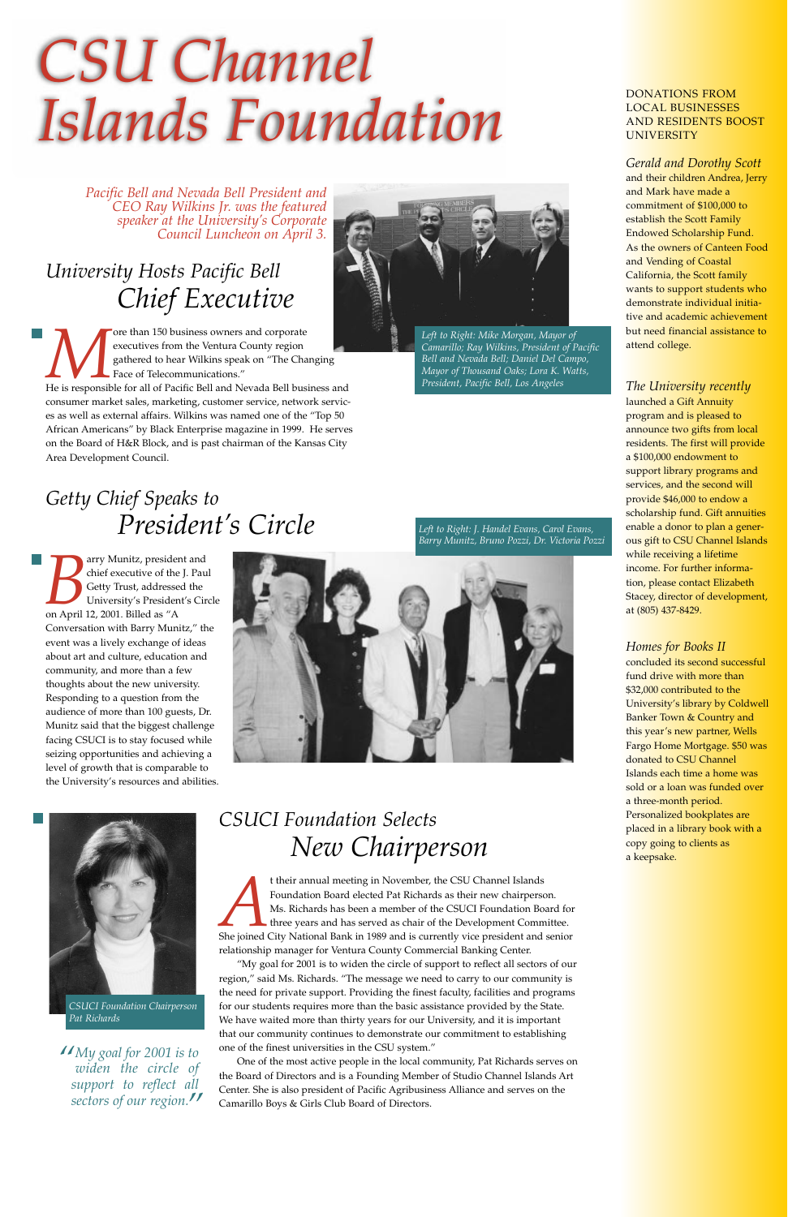# CSU Channel Islands Foundation

*Pacific Bell and Nevada Bell President and CEO Ray Wilkins Jr. was the featured speaker at the University's Corporate Council Luncheon on April 3.*

## University Hosts Pacific Bell Chief Executive

More than 150 business owners and corporate executives from the Ventura County region gathered to hear Wilkins speak on "The Changing Face of Telecommunications."

He is responsible for all of Pacific Bell and Nevada Bell business and consumer market sales, marketing, customer service, network services as well as external affairs. Wilkins was named one of the "Top 50 African Americans" by Black Enterprise magazine in 1999. He serves on the Board of H&R Block, and is past chairman of the Kansas City Area Development Council.

*Left to Right: Mike Morgan, Mayor of Camarillo; Ray Wilkins, President of Pacific Bell and Nevada Bell; Daniel Del Campo, Mayor of Thousand Oaks; Lora K. Watts, President, Pacific Bell, Los Angeles*

## Getty Chief Speaks to President's Circle

Barry Munitz, president and chief executive of the J. Paul Getty Trust, addressed the University's President's Circle on April 12, 2001. Billed as "A Conversation with Barry Munitz," the event was a lively exchange of ideas about art and culture, education and community, and more than a few thoughts about the new university. Responding to a question from the audience of more than 100 guests, Dr. Munitz said that the biggest challenge facing CSUCI is to stay focused while seizing opportunities and achieving a level of growth that is comparable to the University's resources and abilities.

*Left to Right: J. Handel Evans, Carol Evans, Barry Munitz, Bruno Pozzi, Dr. Victoria Pozzi*

## CSUCI Foundation Selects New Chairperson

*CSUCI Foundation Chairperson Pat Richards*

*"My goal for 2001 is to widen the circle of support to reflect all sectors of our region."*

At their annual meeting in November, the CSU Channel Islands Foundation Board elected Pat Richards as their new chairperson. Ms. Richards has been a member of the CSUCI Foundation Board for three years and has served as chair of the Development Committee. She joined City National Bank in 1989 and is currently vice president and senior relationship manager for Ventura County Commercial Banking Center.

"My goal for 2001 is to widen the circle of support to reflect all sectors of our region," said Ms. Richards. "The message we need to carry to our community is the need for private support. Providing the finest faculty, facilities and programs for our students requires more than the basic assistance provided by the State. We have waited more than thirty years for our University, and it is important that our community continues to demonstrate our commitment to establishing one of the finest universities in the CSU system."

One of the most active people in the local community, Pat Richards serves on the Board of Directors and is a Founding Member of Studio Channel Islands Art Center. She is also president of Pacific Agribusiness Alliance and serves on the Camarillo Boys & Girls Club Board of Directors.

---

DONATIONS FROM LOCAL BUSINESSES AND RESIDENTS BOOST UNIVERSITY

*Gerald and Dorothy Scott* and their children Andrea, Jerry and Mark have made a commitment of $100,000 to establish the Scott Family Endowed Scholarship Fund. As the owners of Canteen Food and Vending of Coastal California, the Scott family wants to support students who demonstrate individual initiative and academic achievement but need financial assistance to attend college.

*The University recently* launched a Gift Annuity program and is pleased to announce two gifts from local residents. The first will provide a $100,000 endowment to support library programs and services, and the second will provide $46,000 to endow a scholarship fund. Gift annuities enable a donor to plan a generous gift to CSU Channel Islands while receiving a lifetime income. For further information, please contact Elizabeth Stacey, director of development, at (805) 437-8429.

*Homes for Books II* concluded its second successful fund drive with more than $32,000 contributed to the University's library by Coldwell Banker Town & Country and this year's new partner, Wells Fargo Home Mortgage. $50 was donated to CSU Channel Islands each time a home was sold or a loan was funded over a three-month period. Personalized bookplates are placed in a library book with a copy going to clients as a keepsake.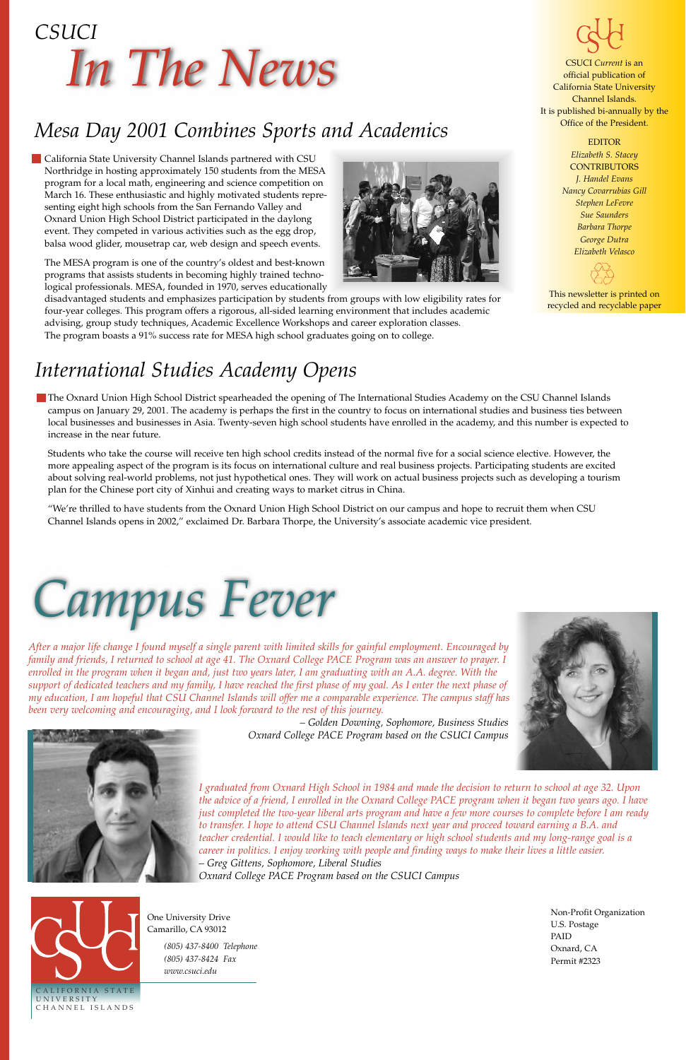# CSUCI *In The News*

## Mesa Day 2001 Combines Sports and Academics

California State University Channel Islands partnered with CSU Northridge in hosting approximately 150 students from the MESA program for a local math, engineering and science competition on March 16. These enthusiastic and highly motivated students representing eight high schools from the San Fernando Valley and Oxnard Union High School District participated in the daylong event. They competed in various activities such as the egg drop, balsa wood glider, mousetrap car, web design and speech events.

The MESA program is one of the country's oldest and best-known programs that assists students in becoming highly trained technological professionals. MESA, founded in 1970, serves educationally disadvantaged students and emphasizes participation by students from groups with low eligibility rates for four-year colleges. This program offers a rigorous, all-sided learning environment that includes academic advising, group study techniques, Academic Excellence Workshops and career exploration classes. The program boasts a 91% success rate for MESA high school graduates going on to college.

## International Studies Academy Opens

The Oxnard Union High School District spearheaded the opening of The International Studies Academy on the CSU Channel Islands campus on January 29, 2001. The academy is perhaps the first in the country to focus on international studies and business ties between local businesses and businesses in Asia. Twenty-seven high school students have enrolled in the academy, and this number is expected to increase in the near future.

Students who take the course will receive ten high school credits instead of the normal five for a social science elective. However, the more appealing aspect of the program is its focus on international culture and real business projects. Participating students are excited about solving real-world problems, not just hypothetical ones. They will work on actual business projects such as developing a tourism plan for the Chinese port city of Xinhui and creating ways to market citrus in China.

"We're thrilled to have students from the Oxnard Union High School District on our campus and hope to recruit them when CSU Channel Islands opens in 2002," exclaimed Dr. Barbara Thorpe, the University's associate academic vice president.

CSUCI *Current* is an official publication of California State University Channel Islands. It is published bi-annually by the Office of the President.

EDITOR
*Elizabeth S. Stacey*

CONTRIBUTORS
*J. Handel Evans*
*Nancy Covarrubias Gill*
*Stephen LeFevre*
*Sue Saunders*
*Barbara Thorpe*
*George Dutra*
*Elizabeth Velasco*

This newsletter is printed on recycled and recyclable paper

# Campus Fever

*After a major life change I found myself a single parent with limited skills for gainful employment. Encouraged by family and friends, I returned to school at age 41. The Oxnard College PACE Program was an answer to prayer. I enrolled in the program when it began and, just two years later, I am graduating with an A.A. degree. With the support of dedicated teachers and my family, I have reached the first phase of my goal. As I enter the next phase of my education, I am hopeful that CSU Channel Islands will offer me a comparable experience. The campus staff has been very welcoming and encouraging, and I look forward to the rest of this journey.*

*– Golden Downing, Sophomore, Business Studies*
*Oxnard College PACE Program based on the CSUCI Campus*

*I graduated from Oxnard High School in 1984 and made the decision to return to school at age 32. Upon the advice of a friend, I enrolled in the Oxnard College PACE program when it began two years ago. I have just completed the two-year liberal arts program and have a few more courses to complete before I am ready to transfer. I hope to attend CSU Channel Islands next year and proceed toward earning a B.A. and teacher credential. I would like to teach elementary or high school students and my long-range goal is a career in politics. I enjoy working with people and finding ways to make their lives a little easier.*

*– Greg Gittens, Sophomore, Liberal Studies*
*Oxnard College PACE Program based on the CSUCI Campus*

CALIFORNIA STATE UNIVERSITY CHANNEL ISLANDS

One University Drive
Camarillo, CA 93012

*(805) 437-8400 Telephone*
*(805) 437-8424 Fax*
*www.csuci.edu*

Non-Profit Organization
U.S. Postage
PAID
Oxnard, CA
Permit #2323